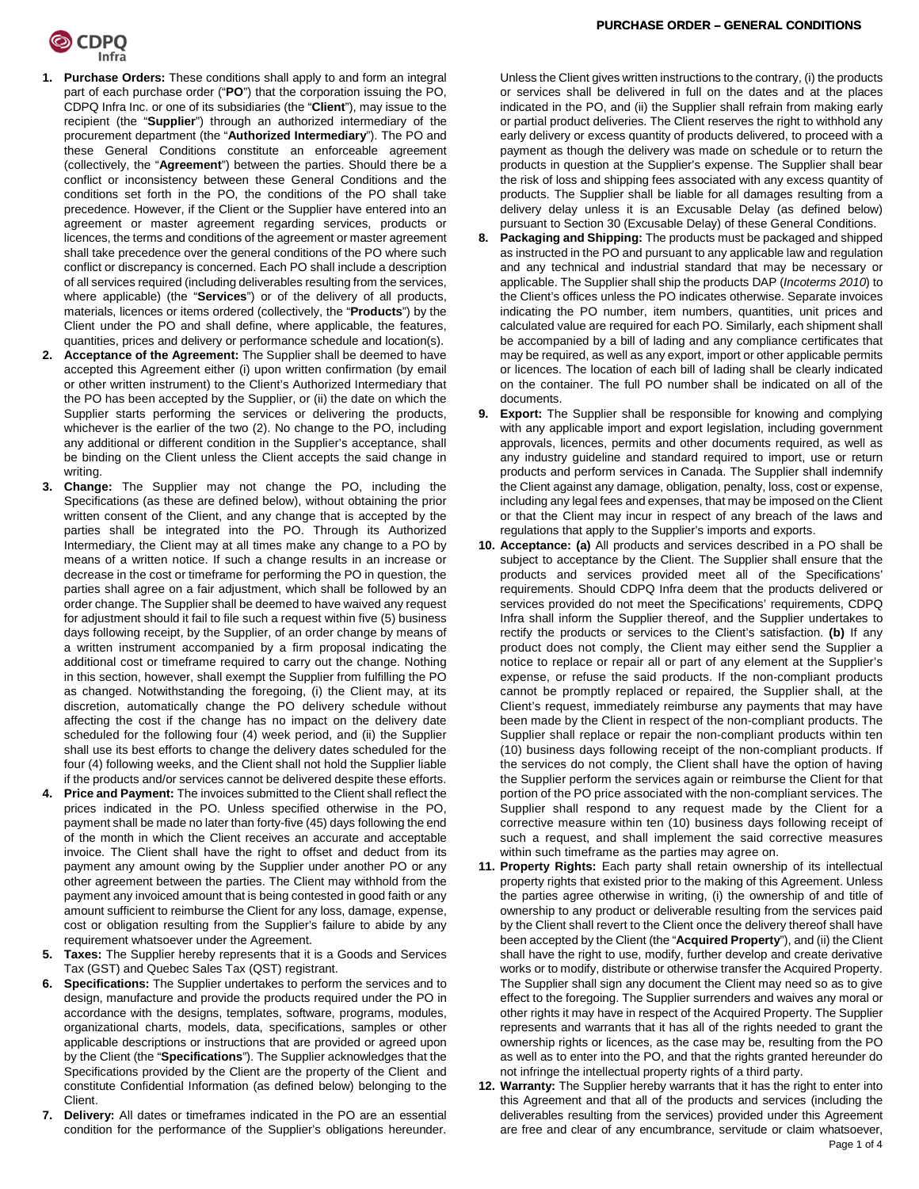# PURCHASE ORDER – GENERAL CONDITIONS

1. **Purchase Orders:** These conditions shall apply to and form an integral part of each purchase order ("**PO**") that the corporation issuing the PO, CDPQ Infra Inc. or one of its subsidiaries (the "**Client**"), may issue to the recipient (the "**Supplier**") through an authorized intermediary of the procurement department (the "**Authorized Intermediary**"). The PO and these General Conditions constitute an enforceable agreement (collectively, the "**Agreement**") between the parties. Should there be a conflict or inconsistency between these General Conditions and the conditions set forth in the PO, the conditions of the PO shall take precedence. However, if the Client or the Supplier have entered into an agreement or master agreement regarding services, products or licences, the terms and conditions of the agreement or master agreement shall take precedence over the general conditions of the PO where such conflict or discrepancy is concerned. Each PO shall include a description of all services required (including deliverables resulting from the services, where applicable) (the "**Services**") or of the delivery of all products, materials, licences or items ordered (collectively, the "**Products**") by the Client under the PO and shall define, where applicable, the features, quantities, prices and delivery or performance schedule and location(s).
2. **Acceptance of the Agreement:** The Supplier shall be deemed to have accepted this Agreement either (i) upon written confirmation (by email or other written instrument) to the Client's Authorized Intermediary that the PO has been accepted by the Supplier, or (ii) the date on which the Supplier starts performing the services or delivering the products, whichever is the earlier of the two (2). No change to the PO, including any additional or different condition in the Supplier's acceptance, shall be binding on the Client unless the Client accepts the said change in writing.
3. **Change:** The Supplier may not change the PO, including the Specifications (as these are defined below), without obtaining the prior written consent of the Client, and any change that is accepted by the parties shall be integrated into the PO. Through its Authorized Intermediary, the Client may at all times make any change to a PO by means of a written notice. If such a change results in an increase or decrease in the cost or timeframe for performing the PO in question, the parties shall agree on a fair adjustment, which shall be followed by an order change. The Supplier shall be deemed to have waived any request for adjustment should it fail to file such a request within five (5) business days following receipt, by the Supplier, of an order change by means of a written instrument accompanied by a firm proposal indicating the additional cost or timeframe required to carry out the change. Nothing in this section, however, shall exempt the Supplier from fulfilling the PO as changed. Notwithstanding the foregoing, (i) the Client may, at its discretion, automatically change the PO delivery schedule without affecting the cost if the change has no impact on the delivery date scheduled for the following four (4) week period, and (ii) the Supplier shall use its best efforts to change the delivery dates scheduled for the four (4) following weeks, and the Client shall not hold the Supplier liable if the products and/or services cannot be delivered despite these efforts.
4. **Price and Payment:** The invoices submitted to the Client shall reflect the prices indicated in the PO. Unless specified otherwise in the PO, payment shall be made no later than forty-five (45) days following the end of the month in which the Client receives an accurate and acceptable invoice. The Client shall have the right to offset and deduct from its payment any amount owing by the Supplier under another PO or any other agreement between the parties. The Client may withhold from the payment any invoiced amount that is being contested in good faith or any amount sufficient to reimburse the Client for any loss, damage, expense, cost or obligation resulting from the Supplier's failure to abide by any requirement whatsoever under the Agreement.
5. **Taxes:** The Supplier hereby represents that it is a Goods and Services Tax (GST) and Quebec Sales Tax (QST) registrant.
6. **Specifications:** The Supplier undertakes to perform the services and to design, manufacture and provide the products required under the PO in accordance with the designs, templates, software, programs, modules, organizational charts, models, data, specifications, samples or other applicable descriptions or instructions that are provided or agreed upon by the Client (the "**Specifications**"). The Supplier acknowledges that the Specifications provided by the Client are the property of the Client and constitute Confidential Information (as defined below) belonging to the Client.
7. **Delivery:** All dates or timeframes indicated in the PO are an essential condition for the performance of the Supplier's obligations hereunder. Unless the Client gives written instructions to the contrary, (i) the products or services shall be delivered in full on the dates and at the places indicated in the PO, and (ii) the Supplier shall refrain from making early or partial product deliveries. The Client reserves the right to withhold any early delivery or excess quantity of products delivered, to proceed with a payment as though the delivery was made on schedule or to return the products in question at the Supplier's expense. The Supplier shall bear the risk of loss and shipping fees associated with any excess quantity of products. The Supplier shall be liable for all damages resulting from a delivery delay unless it is an Excusable Delay (as defined below) pursuant to Section 30 (Excusable Delay) of these General Conditions.
8. **Packaging and Shipping:** The products must be packaged and shipped as instructed in the PO and pursuant to any applicable law and regulation and any technical and industrial standard that may be necessary or applicable. The Supplier shall ship the products DAP (*Incoterms 2010*) to the Client's offices unless the PO indicates otherwise. Separate invoices indicating the PO number, item numbers, quantities, unit prices and calculated value are required for each PO. Similarly, each shipment shall be accompanied by a bill of lading and any compliance certificates that may be required, as well as any export, import or other applicable permits or licences. The location of each bill of lading shall be clearly indicated on the container. The full PO number shall be indicated on all of the documents.
9. **Export:** The Supplier shall be responsible for knowing and complying with any applicable import and export legislation, including government approvals, licences, permits and other documents required, as well as any industry guideline and standard required to import, use or return products and perform services in Canada. The Supplier shall indemnify the Client against any damage, obligation, penalty, loss, cost or expense, including any legal fees and expenses, that may be imposed on the Client or that the Client may incur in respect of any breach of the laws and regulations that apply to the Supplier's imports and exports.
10. **Acceptance: (a)** All products and services described in a PO shall be subject to acceptance by the Client. The Supplier shall ensure that the products and services provided meet all of the Specifications' requirements. Should CDPQ Infra deem that the products delivered or services provided do not meet the Specifications' requirements, CDPQ Infra shall inform the Supplier thereof, and the Supplier undertakes to rectify the products or services to the Client's satisfaction. **(b)** If any product does not comply, the Client may either send the Supplier a notice to replace or repair all or part of any element at the Supplier's expense, or refuse the said products. If the non-compliant products cannot be promptly replaced or repaired, the Supplier shall, at the Client's request, immediately reimburse any payments that may have been made by the Client in respect of the non-compliant products. The Supplier shall replace or repair the non-compliant products within ten (10) business days following receipt of the non-compliant products. If the services do not comply, the Client shall have the option of having the Supplier perform the services again or reimburse the Client for that portion of the PO price associated with the non-compliant services. The Supplier shall respond to any request made by the Client for a corrective measure within ten (10) business days following receipt of such a request, and shall implement the said corrective measures within such timeframe as the parties may agree on.
11. **Property Rights:** Each party shall retain ownership of its intellectual property rights that existed prior to the making of this Agreement. Unless the parties agree otherwise in writing, (i) the ownership of and title of ownership to any product or deliverable resulting from the services paid by the Client shall revert to the Client once the delivery thereof shall have been accepted by the Client (the "**Acquired Property**"), and (ii) the Client shall have the right to use, modify, further develop and create derivative works or to modify, distribute or otherwise transfer the Acquired Property. The Supplier shall sign any document the Client may need so as to give effect to the foregoing. The Supplier surrenders and waives any moral or other rights it may have in respect of the Acquired Property. The Supplier represents and warrants that it has all of the rights needed to grant the ownership rights or licences, as the case may be, resulting from the PO as well as to enter into the PO, and that the rights granted hereunder do not infringe the intellectual property rights of a third party.
12. **Warranty:** The Supplier hereby warrants that it has the right to enter into this Agreement and that all of the products and services (including the deliverables resulting from the services) provided under this Agreement are free and clear of any encumbrance, servitude or claim whatsoever,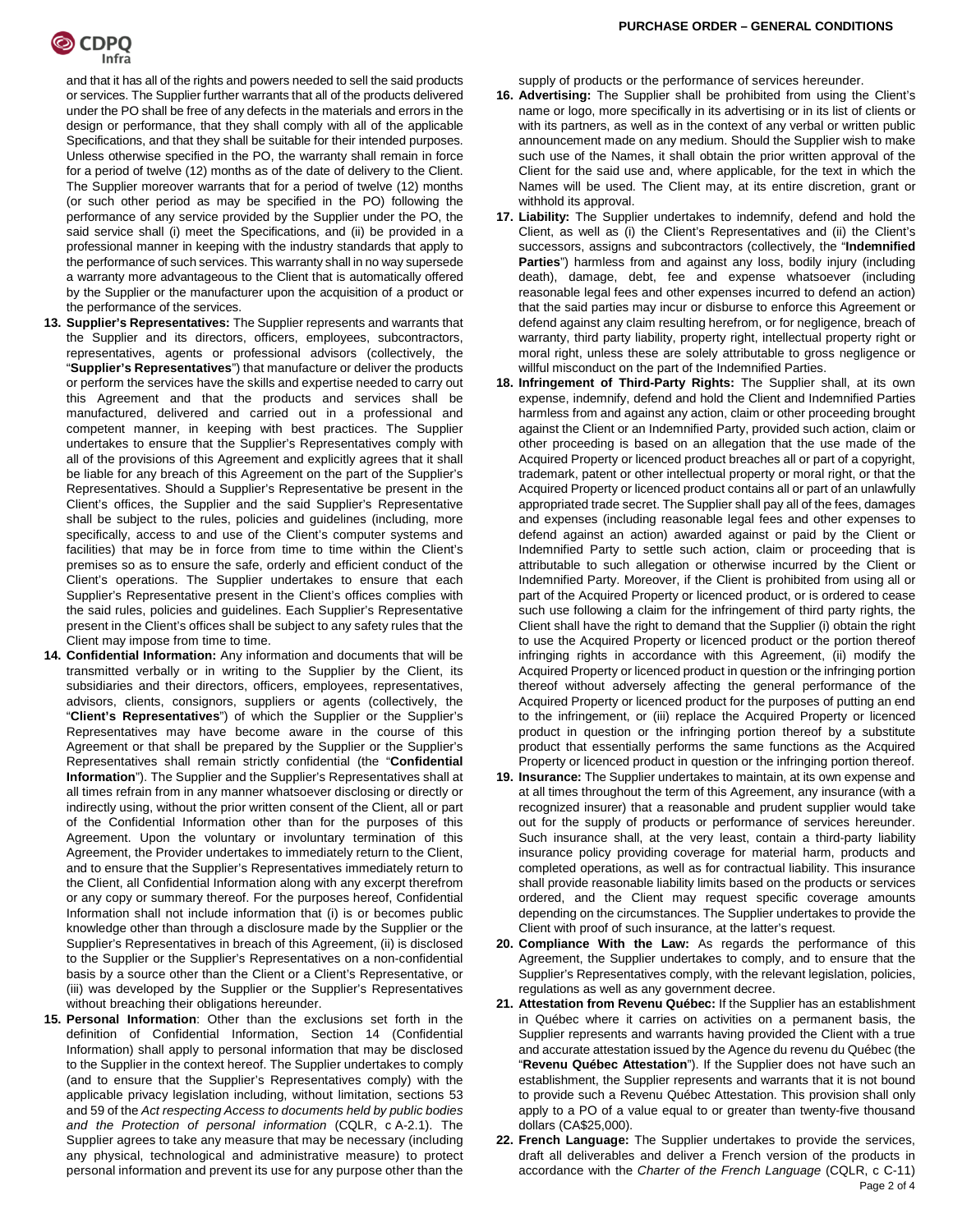and that it has all of the rights and powers needed to sell the said products or services. The Supplier further warrants that all of the products delivered under the PO shall be free of any defects in the materials and errors in the design or performance, that they shall comply with all of the applicable Specifications, and that they shall be suitable for their intended purposes. Unless otherwise specified in the PO, the warranty shall remain in force for a period of twelve (12) months as of the date of delivery to the Client. The Supplier moreover warrants that for a period of twelve (12) months (or such other period as may be specified in the PO) following the performance of any service provided by the Supplier under the PO, the said service shall (i) meet the Specifications, and (ii) be provided in a professional manner in keeping with the industry standards that apply to the performance of such services. This warranty shall in no way supersede a warranty more advantageous to the Client that is automatically offered by the Supplier or the manufacturer upon the acquisition of a product or the performance of the services.

13. **Supplier's Representatives:** The Supplier represents and warrants that the Supplier and its directors, officers, employees, subcontractors, representatives, agents or professional advisors (collectively, the "**Supplier's Representatives**") that manufacture or deliver the products or perform the services have the skills and expertise needed to carry out this Agreement and that the products and services shall be manufactured, delivered and carried out in a professional and competent manner, in keeping with best practices. The Supplier undertakes to ensure that the Supplier's Representatives comply with all of the provisions of this Agreement and explicitly agrees that it shall be liable for any breach of this Agreement on the part of the Supplier's Representatives. Should a Supplier's Representative be present in the Client's offices, the Supplier and the said Supplier's Representative shall be subject to the rules, policies and guidelines (including, more specifically, access to and use of the Client's computer systems and facilities) that may be in force from time to time within the Client's premises so as to ensure the safe, orderly and efficient conduct of the Client's operations. The Supplier undertakes to ensure that each Supplier's Representative present in the Client's offices complies with the said rules, policies and guidelines. Each Supplier's Representative present in the Client's offices shall be subject to any safety rules that the Client may impose from time to time.

14. **Confidential Information:** Any information and documents that will be transmitted verbally or in writing to the Supplier by the Client, its subsidiaries and their directors, officers, employees, representatives, advisors, clients, consignors, suppliers or agents (collectively, the "**Client's Representatives**") of which the Supplier or the Supplier's Representatives may have become aware in the course of this Agreement or that shall be prepared by the Supplier or the Supplier's Representatives shall remain strictly confidential (the "**Confidential Information**"). The Supplier and the Supplier's Representatives shall at all times refrain from in any manner whatsoever disclosing or directly or indirectly using, without the prior written consent of the Client, all or part of the Confidential Information other than for the purposes of this Agreement. Upon the voluntary or involuntary termination of this Agreement, the Provider undertakes to immediately return to the Client, and to ensure that the Supplier's Representatives immediately return to the Client, all Confidential Information along with any excerpt therefrom or any copy or summary thereof. For the purposes hereof, Confidential Information shall not include information that (i) is or becomes public knowledge other than through a disclosure made by the Supplier or the Supplier's Representatives in breach of this Agreement, (ii) is disclosed to the Supplier or the Supplier's Representatives on a non-confidential basis by a source other than the Client or a Client's Representative, or (iii) was developed by the Supplier or the Supplier's Representatives without breaching their obligations hereunder.

15. **Personal Information**: Other than the exclusions set forth in the definition of Confidential Information, Section 14 (Confidential Information) shall apply to personal information that may be disclosed to the Supplier in the context hereof. The Supplier undertakes to comply (and to ensure that the Supplier's Representatives comply) with the applicable privacy legislation including, without limitation, sections 53 and 59 of the *Act respecting Access to documents held by public bodies and the Protection of personal information* (CQLR, c A-2.1). The Supplier agrees to take any measure that may be necessary (including any physical, technological and administrative measure) to protect personal information and prevent its use for any purpose other than the supply of products or the performance of services hereunder.

16. **Advertising:** The Supplier shall be prohibited from using the Client's name or logo, more specifically in its advertising or in its list of clients or with its partners, as well as in the context of any verbal or written public announcement made on any medium. Should the Supplier wish to make such use of the Names, it shall obtain the prior written approval of the Client for the said use and, where applicable, for the text in which the Names will be used. The Client may, at its entire discretion, grant or withhold its approval.

17. **Liability:** The Supplier undertakes to indemnify, defend and hold the Client, as well as (i) the Client's Representatives and (ii) the Client's successors, assigns and subcontractors (collectively, the "**Indemnified Parties**") harmless from and against any loss, bodily injury (including death), damage, debt, fee and expense whatsoever (including reasonable legal fees and other expenses incurred to defend an action) that the said parties may incur or disburse to enforce this Agreement or defend against any claim resulting herefrom, or for negligence, breach of warranty, third party liability, property right, intellectual property right or moral right, unless these are solely attributable to gross negligence or willful misconduct on the part of the Indemnified Parties.

18. **Infringement of Third-Party Rights:** The Supplier shall, at its own expense, indemnify, defend and hold the Client and Indemnified Parties harmless from and against any action, claim or other proceeding brought against the Client or an Indemnified Party, provided such action, claim or other proceeding is based on an allegation that the use made of the Acquired Property or licenced product breaches all or part of a copyright, trademark, patent or other intellectual property or moral right, or that the Acquired Property or licenced product contains all or part of an unlawfully appropriated trade secret. The Supplier shall pay all of the fees, damages and expenses (including reasonable legal fees and other expenses to defend against an action) awarded against or paid by the Client or Indemnified Party to settle such action, claim or proceeding that is attributable to such allegation or otherwise incurred by the Client or Indemnified Party. Moreover, if the Client is prohibited from using all or part of the Acquired Property or licenced product, or is ordered to cease such use following a claim for the infringement of third party rights, the Client shall have the right to demand that the Supplier (i) obtain the right to use the Acquired Property or licenced product or the portion thereof infringing rights in accordance with this Agreement, (ii) modify the Acquired Property or licenced product in question or the infringing portion thereof without adversely affecting the general performance of the Acquired Property or licenced product for the purposes of putting an end to the infringement, or (iii) replace the Acquired Property or licenced product in question or the infringing portion thereof by a substitute product that essentially performs the same functions as the Acquired Property or licenced product in question or the infringing portion thereof.

19. **Insurance:** The Supplier undertakes to maintain, at its own expense and at all times throughout the term of this Agreement, any insurance (with a recognized insurer) that a reasonable and prudent supplier would take out for the supply of products or performance of services hereunder. Such insurance shall, at the very least, contain a third-party liability insurance policy providing coverage for material harm, products and completed operations, as well as for contractual liability. This insurance shall provide reasonable liability limits based on the products or services ordered, and the Client may request specific coverage amounts depending on the circumstances. The Supplier undertakes to provide the Client with proof of such insurance, at the latter's request.

20. **Compliance With the Law:** As regards the performance of this Agreement, the Supplier undertakes to comply, and to ensure that the Supplier's Representatives comply, with the relevant legislation, policies, regulations as well as any government decree.

21. **Attestation from Revenu Québec:** If the Supplier has an establishment in Québec where it carries on activities on a permanent basis, the Supplier represents and warrants having provided the Client with a true and accurate attestation issued by the Agence du revenu du Québec (the "**Revenu Québec Attestation**"). If the Supplier does not have such an establishment, the Supplier represents and warrants that it is not bound to provide such a Revenu Québec Attestation. This provision shall only apply to a PO of a value equal to or greater than twenty-five thousand dollars (CA$25,000).

22. **French Language:** The Supplier undertakes to provide the services, draft all deliverables and deliver a French version of the products in accordance with the *Charter of the French Language* (CQLR, c C-11)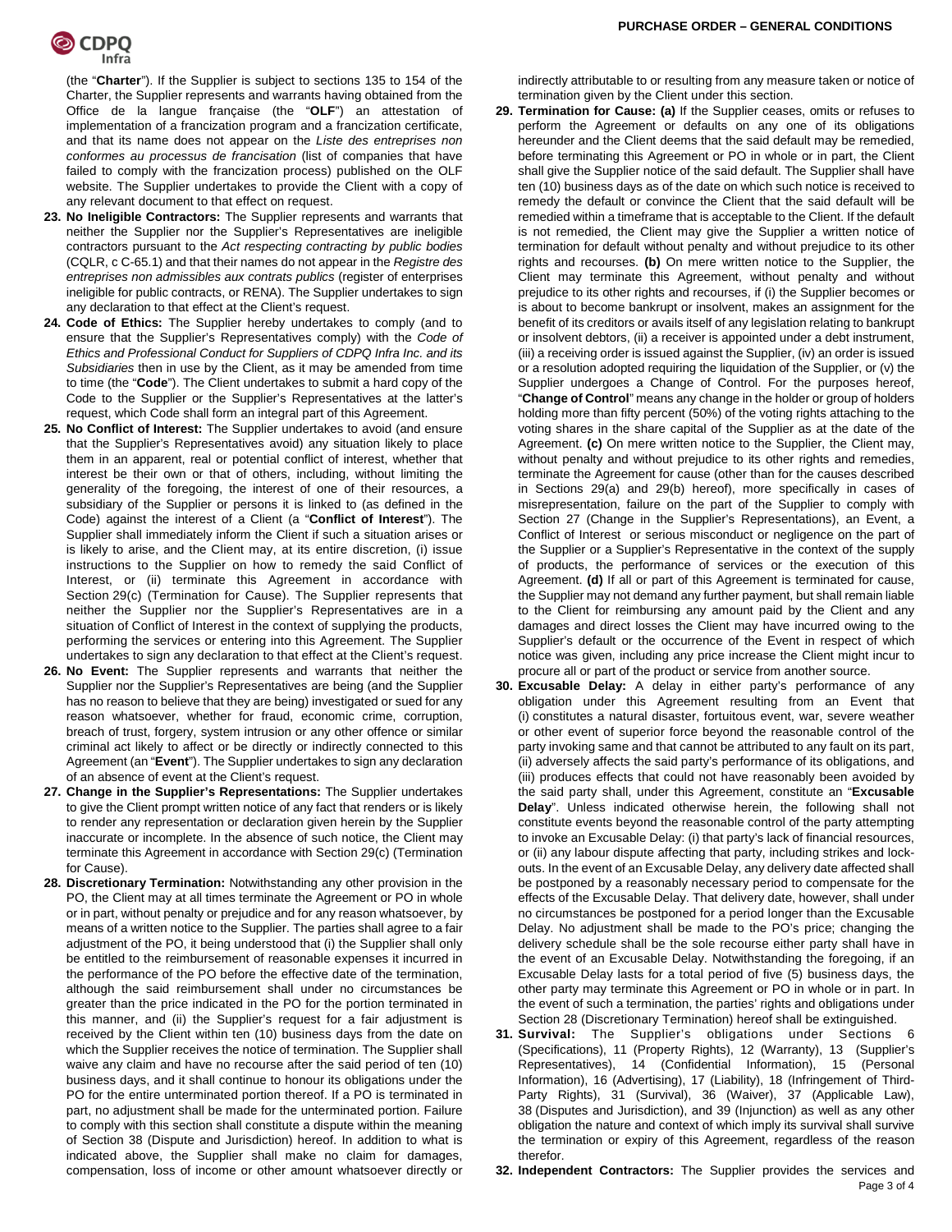(the "**Charter**"). If the Supplier is subject to sections 135 to 154 of the Charter, the Supplier represents and warrants having obtained from the Office de la langue française (the "**OLF**") an attestation of implementation of a francization program and a francization certificate, and that its name does not appear on the *Liste des entreprises non conformes au processus de francisation* (list of companies that have failed to comply with the francization process) published on the OLF website. The Supplier undertakes to provide the Client with a copy of any relevant document to that effect on request.

23. **No Ineligible Contractors:** The Supplier represents and warrants that neither the Supplier nor the Supplier's Representatives are ineligible contractors pursuant to the *Act respecting contracting by public bodies* (CQLR, c C-65.1) and that their names do not appear in the *Registre des entreprises non admissibles aux contrats publics* (register of enterprises ineligible for public contracts, or RENA). The Supplier undertakes to sign any declaration to that effect at the Client's request.

24. **Code of Ethics:** The Supplier hereby undertakes to comply (and to ensure that the Supplier's Representatives comply) with the *Code of Ethics and Professional Conduct for Suppliers of CDPQ Infra Inc. and its Subsidiaries* then in use by the Client, as it may be amended from time to time (the "**Code**"). The Client undertakes to submit a hard copy of the Code to the Supplier or the Supplier's Representatives at the latter's request, which Code shall form an integral part of this Agreement.

25. **No Conflict of Interest:** The Supplier undertakes to avoid (and ensure that the Supplier's Representatives avoid) any situation likely to place them in an apparent, real or potential conflict of interest, whether that interest be their own or that of others, including, without limiting the generality of the foregoing, the interest of one of their resources, a subsidiary of the Supplier or persons it is linked to (as defined in the Code) against the interest of a Client (a "**Conflict of Interest**"). The Supplier shall immediately inform the Client if such a situation arises or is likely to arise, and the Client may, at its entire discretion, (i) issue instructions to the Supplier on how to remedy the said Conflict of Interest, or (ii) terminate this Agreement in accordance with Section 29(c) (Termination for Cause). The Supplier represents that neither the Supplier nor the Supplier's Representatives are in a situation of Conflict of Interest in the context of supplying the products, performing the services or entering into this Agreement. The Supplier undertakes to sign any declaration to that effect at the Client's request.

26. **No Event:** The Supplier represents and warrants that neither the Supplier nor the Supplier's Representatives are being (and the Supplier has no reason to believe that they are being) investigated or sued for any reason whatsoever, whether for fraud, economic crime, corruption, breach of trust, forgery, system intrusion or any other offence or similar criminal act likely to affect or be directly or indirectly connected to this Agreement (an "**Event**"). The Supplier undertakes to sign any declaration of an absence of event at the Client's request.

27. **Change in the Supplier's Representations:** The Supplier undertakes to give the Client prompt written notice of any fact that renders or is likely to render any representation or declaration given herein by the Supplier inaccurate or incomplete. In the absence of such notice, the Client may terminate this Agreement in accordance with Section 29(c) (Termination for Cause).

28. **Discretionary Termination:** Notwithstanding any other provision in the PO, the Client may at all times terminate the Agreement or PO in whole or in part, without penalty or prejudice and for any reason whatsoever, by means of a written notice to the Supplier. The parties shall agree to a fair adjustment of the PO, it being understood that (i) the Supplier shall only be entitled to the reimbursement of reasonable expenses it incurred in the performance of the PO before the effective date of the termination, although the said reimbursement shall under no circumstances be greater than the price indicated in the PO for the portion terminated in this manner, and (ii) the Supplier's request for a fair adjustment is received by the Client within ten (10) business days from the date on which the Supplier receives the notice of termination. The Supplier shall waive any claim and have no recourse after the said period of ten (10) business days, and it shall continue to honour its obligations under the PO for the entire unterminated portion thereof. If a PO is terminated in part, no adjustment shall be made for the unterminated portion. Failure to comply with this section shall constitute a dispute within the meaning of Section 38 (Dispute and Jurisdiction) hereof. In addition to what is indicated above, the Supplier shall make no claim for damages, compensation, loss of income or other amount whatsoever directly or indirectly attributable to or resulting from any measure taken or notice of termination given by the Client under this section.

29. **Termination for Cause: (a)** If the Supplier ceases, omits or refuses to perform the Agreement or defaults on any one of its obligations hereunder and the Client deems that the said default may be remedied, before terminating this Agreement or PO in whole or in part, the Client shall give the Supplier notice of the said default. The Supplier shall have ten (10) business days as of the date on which such notice is received to remedy the default or convince the Client that the said default will be remedied within a timeframe that is acceptable to the Client. If the default is not remedied, the Client may give the Supplier a written notice of termination for default without penalty and without prejudice to its other rights and recourses. **(b)** On mere written notice to the Supplier, the Client may terminate this Agreement, without penalty and without prejudice to its other rights and recourses, if (i) the Supplier becomes or is about to become bankrupt or insolvent, makes an assignment for the benefit of its creditors or avails itself of any legislation relating to bankrupt or insolvent debtors, (ii) a receiver is appointed under a debt instrument, (iii) a receiving order is issued against the Supplier, (iv) an order is issued or a resolution adopted requiring the liquidation of the Supplier, or (v) the Supplier undergoes a Change of Control. For the purposes hereof, "**Change of Control**" means any change in the holder or group of holders holding more than fifty percent (50%) of the voting rights attaching to the voting shares in the share capital of the Supplier as at the date of the Agreement. **(c)** On mere written notice to the Supplier, the Client may, without penalty and without prejudice to its other rights and remedies, terminate the Agreement for cause (other than for the causes described in Sections 29(a) and 29(b) hereof), more specifically in cases of misrepresentation, failure on the part of the Supplier to comply with Section 27 (Change in the Supplier's Representations), an Event, a Conflict of Interest or serious misconduct or negligence on the part of the Supplier or a Supplier's Representative in the context of the supply of products, the performance of services or the execution of this Agreement. **(d)** If all or part of this Agreement is terminated for cause, the Supplier may not demand any further payment, but shall remain liable to the Client for reimbursing any amount paid by the Client and any damages and direct losses the Client may have incurred owing to the Supplier's default or the occurrence of the Event in respect of which notice was given, including any price increase the Client might incur to procure all or part of the product or service from another source.

30. **Excusable Delay:** A delay in either party's performance of any obligation under this Agreement resulting from an Event that (i) constitutes a natural disaster, fortuitous event, war, severe weather or other event of superior force beyond the reasonable control of the party invoking same and that cannot be attributed to any fault on its part, (ii) adversely affects the said party's performance of its obligations, and (iii) produces effects that could not have reasonably been avoided by the said party shall, under this Agreement, constitute an "**Excusable Delay**". Unless indicated otherwise herein, the following shall not constitute events beyond the reasonable control of the party attempting to invoke an Excusable Delay: (i) that party's lack of financial resources, or (ii) any labour dispute affecting that party, including strikes and lock-outs. In the event of an Excusable Delay, any delivery date affected shall be postponed by a reasonably necessary period to compensate for the effects of the Excusable Delay. That delivery date, however, shall under no circumstances be postponed for a period longer than the Excusable Delay. No adjustment shall be made to the PO's price; changing the delivery schedule shall be the sole recourse either party shall have in the event of an Excusable Delay. Notwithstanding the foregoing, if an Excusable Delay lasts for a total period of five (5) business days, the other party may terminate this Agreement or PO in whole or in part. In the event of such a termination, the parties' rights and obligations under Section 28 (Discretionary Termination) hereof shall be extinguished.

31. **Survival:** The Supplier's obligations under Sections 6 (Specifications), 11 (Property Rights), 12 (Warranty), 13 (Supplier's Representatives), 14 (Confidential Information), 15 (Personal Information), 16 (Advertising), 17 (Liability), 18 (Infringement of Third-Party Rights), 31 (Survival), 36 (Waiver), 37 (Applicable Law), 38 (Disputes and Jurisdiction), and 39 (Injunction) as well as any other obligation the nature and context of which imply its survival shall survive the termination or expiry of this Agreement, regardless of the reason therefor.

32. **Independent Contractors:** The Supplier provides the services and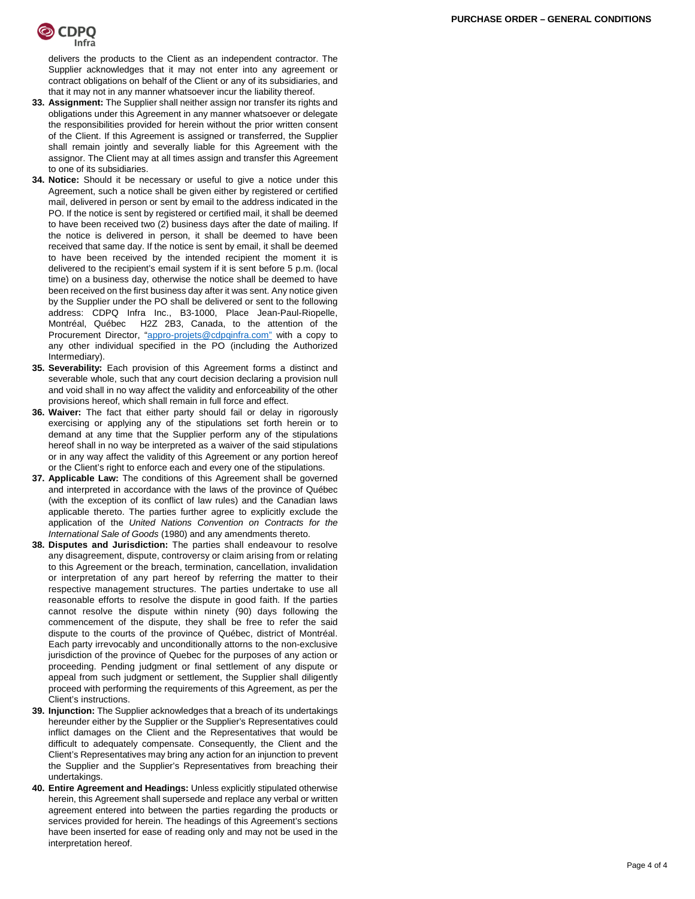delivers the products to the Client as an independent contractor. The Supplier acknowledges that it may not enter into any agreement or contract obligations on behalf of the Client or any of its subsidiaries, and that it may not in any manner whatsoever incur the liability thereof.

33. **Assignment:** The Supplier shall neither assign nor transfer its rights and obligations under this Agreement in any manner whatsoever or delegate the responsibilities provided for herein without the prior written consent of the Client. If this Agreement is assigned or transferred, the Supplier shall remain jointly and severally liable for this Agreement with the assignor. The Client may at all times assign and transfer this Agreement to one of its subsidiaries.
34. **Notice:** Should it be necessary or useful to give a notice under this Agreement, such a notice shall be given either by registered or certified mail, delivered in person or sent by email to the address indicated in the PO. If the notice is sent by registered or certified mail, it shall be deemed to have been received two (2) business days after the date of mailing. If the notice is delivered in person, it shall be deemed to have been received that same day. If the notice is sent by email, it shall be deemed to have been received by the intended recipient the moment it is delivered to the recipient's email system if it is sent before 5 p.m. (local time) on a business day, otherwise the notice shall be deemed to have been received on the first business day after it was sent. Any notice given by the Supplier under the PO shall be delivered or sent to the following address: CDPQ Infra Inc., B3-1000, Place Jean-Paul-Riopelle, Montréal, Québec H2Z 2B3, Canada, to the attention of the Procurement Director, "appro-projets@cdpqinfra.com" with a copy to any other individual specified in the PO (including the Authorized Intermediary).
35. **Severability:** Each provision of this Agreement forms a distinct and severable whole, such that any court decision declaring a provision null and void shall in no way affect the validity and enforceability of the other provisions hereof, which shall remain in full force and effect.
36. **Waiver:** The fact that either party should fail or delay in rigorously exercising or applying any of the stipulations set forth herein or to demand at any time that the Supplier perform any of the stipulations hereof shall in no way be interpreted as a waiver of the said stipulations or in any way affect the validity of this Agreement or any portion hereof or the Client's right to enforce each and every one of the stipulations.
37. **Applicable Law:** The conditions of this Agreement shall be governed and interpreted in accordance with the laws of the province of Québec (with the exception of its conflict of law rules) and the Canadian laws applicable thereto. The parties further agree to explicitly exclude the application of the *United Nations Convention on Contracts for the International Sale of Goods* (1980) and any amendments thereto.
38. **Disputes and Jurisdiction:** The parties shall endeavour to resolve any disagreement, dispute, controversy or claim arising from or relating to this Agreement or the breach, termination, cancellation, invalidation or interpretation of any part hereof by referring the matter to their respective management structures. The parties undertake to use all reasonable efforts to resolve the dispute in good faith. If the parties cannot resolve the dispute within ninety (90) days following the commencement of the dispute, they shall be free to refer the said dispute to the courts of the province of Québec, district of Montréal. Each party irrevocably and unconditionally attorns to the non-exclusive jurisdiction of the province of Quebec for the purposes of any action or proceeding. Pending judgment or final settlement of any dispute or appeal from such judgment or settlement, the Supplier shall diligently proceed with performing the requirements of this Agreement, as per the Client's instructions.
39. **Injunction:** The Supplier acknowledges that a breach of its undertakings hereunder either by the Supplier or the Supplier's Representatives could inflict damages on the Client and the Representatives that would be difficult to adequately compensate. Consequently, the Client and the Client's Representatives may bring any action for an injunction to prevent the Supplier and the Supplier's Representatives from breaching their undertakings.
40. **Entire Agreement and Headings:** Unless explicitly stipulated otherwise herein, this Agreement shall supersede and replace any verbal or written agreement entered into between the parties regarding the products or services provided for herein. The headings of this Agreement's sections have been inserted for ease of reading only and may not be used in the interpretation hereof.